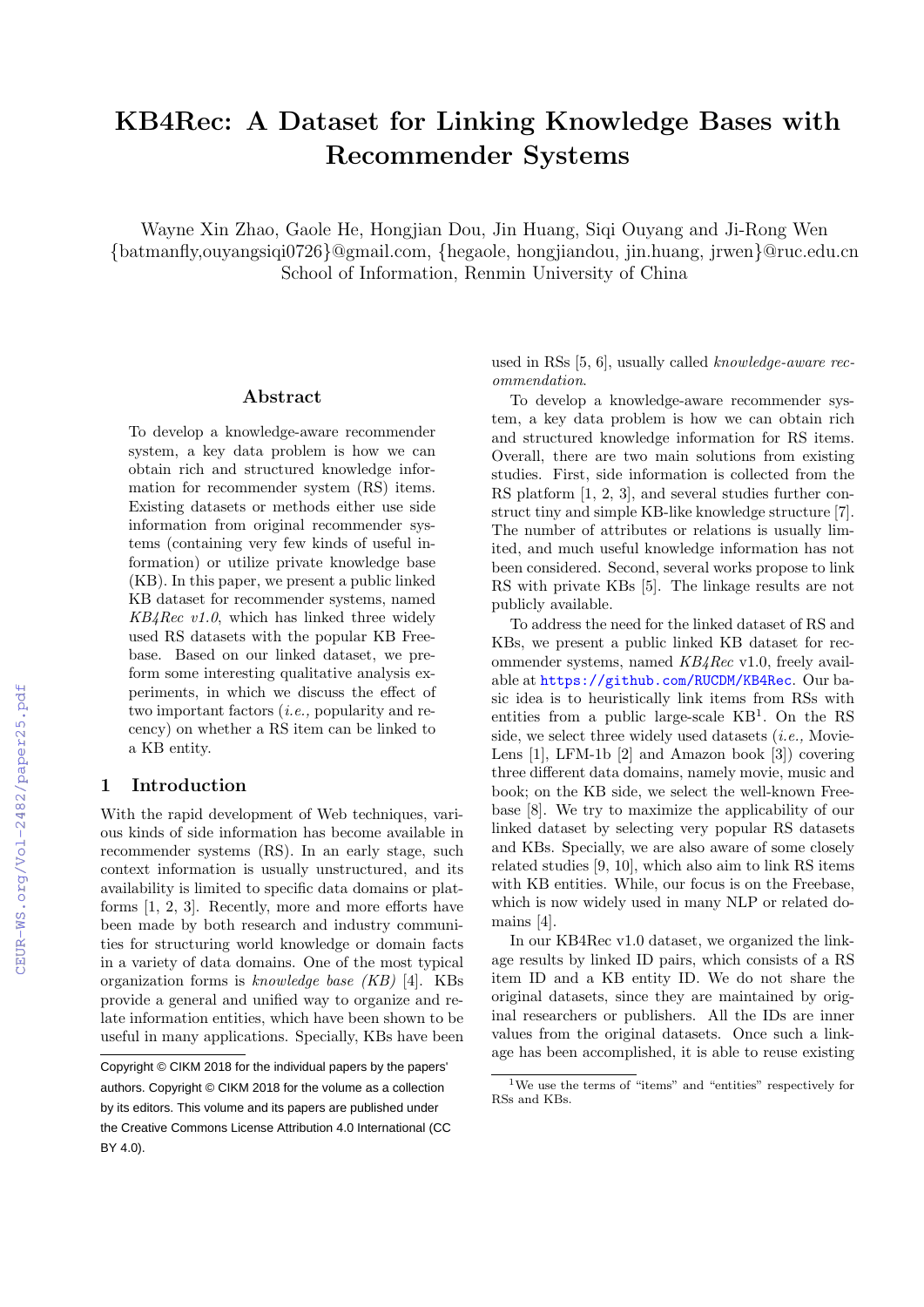# KB4Rec: A Dataset for Linking Knowledge Bases with Recommender Systems

Wayne Xin Zhao, Gaole He, Hongjian Dou, Jin Huang, Siqi Ouyang and Ji-Rong Wen
{batmanfly,ouyangsiqi0726}@gmail.com, {hegaole, hongjiandou, jin.huang, jrwen}@ruc.edu.cn
School of Information, Renmin University of China

## Abstract

To develop a knowledge-aware recommender system, a key data problem is how we can obtain rich and structured knowledge information for recommender system (RS) items. Existing datasets or methods either use side information from original recommender systems (containing very few kinds of useful information) or utilize private knowledge base (KB). In this paper, we present a public linked KB dataset for recommender systems, named *KB4Rec v1.0*, which has linked three widely used RS datasets with the popular KB Freebase. Based on our linked dataset, we preform some interesting qualitative analysis experiments, in which we discuss the effect of two important factors (*i.e.,* popularity and recency) on whether a RS item can be linked to a KB entity.

## 1 Introduction

With the rapid development of Web techniques, various kinds of side information has become available in recommender systems (RS). In an early stage, such context information is usually unstructured, and its availability is limited to specific data domains or platforms [1, 2, 3]. Recently, more and more efforts have been made by both research and industry communities for structuring world knowledge or domain facts in a variety of data domains. One of the most typical organization forms is *knowledge base (KB)* [4]. KBs provide a general and unified way to organize and relate information entities, which have been shown to be useful in many applications. Specially, KBs have been used in RSs [5, 6], usually called *knowledge-aware recommendation*.

To develop a knowledge-aware recommender system, a key data problem is how we can obtain rich and structured knowledge information for RS items. Overall, there are two main solutions from existing studies. First, side information is collected from the RS platform [1, 2, 3], and several studies further construct tiny and simple KB-like knowledge structure [7]. The number of attributes or relations is usually limited, and much useful knowledge information has not been considered. Second, several works propose to link RS with private KBs [5]. The linkage results are not publicly available.

To address the need for the linked dataset of RS and KBs, we present a public linked KB dataset for recommender systems, named *KB4Rec* v1.0, freely available at https://github.com/RUCDM/KB4Rec. Our basic idea is to heuristically link items from RSs with entities from a public large-scale KB[1]. On the RS side, we select three widely used datasets (*i.e.,* MovieLens [1], LFM-1b [2] and Amazon book [3]) covering three different data domains, namely movie, music and book; on the KB side, we select the well-known Freebase [8]. We try to maximize the applicability of our linked dataset by selecting very popular RS datasets and KBs. Specially, we are also aware of some closely related studies [9, 10], which also aim to link RS items with KB entities. While, our focus is on the Freebase, which is now widely used in many NLP or related domains [4].

In our KB4Rec v1.0 dataset, we organized the linkage results by linked ID pairs, which consists of a RS item ID and a KB entity ID. We do not share the original datasets, since they are maintained by original researchers or publishers. All the IDs are inner values from the original datasets. Once such a linkage has been accomplished, it is able to reuse existing

[1] We use the terms of "items" and "entities" respectively for RSs and KBs.

Copyright © CIKM 2018 for the individual papers by the papers' authors. Copyright © CIKM 2018 for the volume as a collection by its editors. This volume and its papers are published under the Creative Commons License Attribution 4.0 International (CC BY 4.0).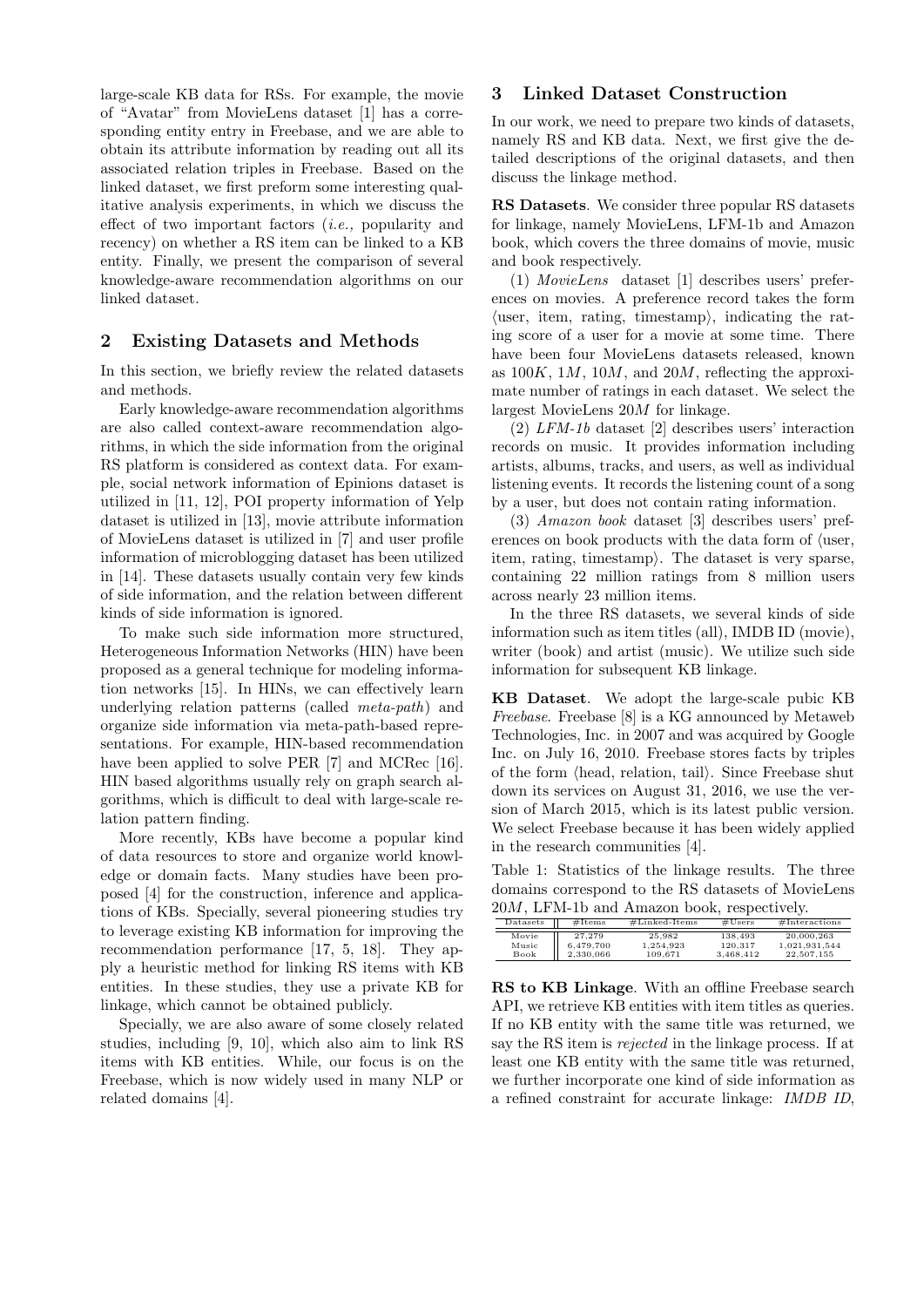large-scale KB data for RSs. For example, the movie of "Avatar" from MovieLens dataset [1] has a corresponding entity entry in Freebase, and we are able to obtain its attribute information by reading out all its associated relation triples in Freebase. Based on the linked dataset, we first preform some interesting qualitative analysis experiments, in which we discuss the effect of two important factors (*i.e.,* popularity and recency) on whether a RS item can be linked to a KB entity. Finally, we present the comparison of several knowledge-aware recommendation algorithms on our linked dataset.

## 2 Existing Datasets and Methods

In this section, we briefly review the related datasets and methods.

Early knowledge-aware recommendation algorithms are also called context-aware recommendation algorithms, in which the side information from the original RS platform is considered as context data. For example, social network information of Epinions dataset is utilized in [11, 12], POI property information of Yelp dataset is utilized in [13], movie attribute information of MovieLens dataset is utilized in [7] and user profile information of microblogging dataset has been utilized in [14]. These datasets usually contain very few kinds of side information, and the relation between different kinds of side information is ignored.

To make such side information more structured, Heterogeneous Information Networks (HIN) have been proposed as a general technique for modeling information networks [15]. In HINs, we can effectively learn underlying relation patterns (called *meta-path*) and organize side information via meta-path-based representations. For example, HIN-based recommendation have been applied to solve PER [7] and MCRec [16]. HIN based algorithms usually rely on graph search algorithms, which is difficult to deal with large-scale relation pattern finding.

More recently, KBs have become a popular kind of data resources to store and organize world knowledge or domain facts. Many studies have been proposed [4] for the construction, inference and applications of KBs. Specially, several pioneering studies try to leverage existing KB information for improving the recommendation performance [17, 5, 18]. They apply a heuristic method for linking RS items with KB entities. In these studies, they use a private KB for linkage, which cannot be obtained publicly.

Specially, we are also aware of some closely related studies, including [9, 10], which also aim to link RS items with KB entities. While, our focus is on the Freebase, which is now widely used in many NLP or related domains [4].

## 3 Linked Dataset Construction

In our work, we need to prepare two kinds of datasets, namely RS and KB data. Next, we first give the detailed descriptions of the original datasets, and then discuss the linkage method.

**RS Datasets**. We consider three popular RS datasets for linkage, namely MovieLens, LFM-1b and Amazon book, which covers the three domains of movie, music and book respectively.

(1) *MovieLens* dataset [1] describes users' preferences on movies. A preference record takes the form ⟨user, item, rating, timestamp⟩, indicating the rating score of a user for a movie at some time. There have been four MovieLens datasets released, known as $100K$, $1M$, $10M$, and $20M$, reflecting the approximate number of ratings in each dataset. We select the largest MovieLens $20M$ for linkage.

(2) *LFM-1b* dataset [2] describes users' interaction records on music. It provides information including artists, albums, tracks, and users, as well as individual listening events. It records the listening count of a song by a user, but does not contain rating information.

(3) *Amazon book* dataset [3] describes users' preferences on book products with the data form of ⟨user, item, rating, timestamp⟩. The dataset is very sparse, containing 22 million ratings from 8 million users across nearly 23 million items.

In the three RS datasets, we several kinds of side information such as item titles (all), IMDB ID (movie), writer (book) and artist (music). We utilize such side information for subsequent KB linkage.

**KB Dataset**. We adopt the large-scale pubic KB *Freebase*. Freebase [8] is a KG announced by Metaweb Technologies, Inc. in 2007 and was acquired by Google Inc. on July 16, 2010. Freebase stores facts by triples of the form ⟨head, relation, tail⟩. Since Freebase shut down its services on August 31, 2016, we use the version of March 2015, which is its latest public version. We select Freebase because it has been widely applied in the research communities [4].

Table 1: Statistics of the linkage results. The three domains correspond to the RS datasets of MovieLens $20M$, LFM-1b and Amazon book, respectively.

| Datasets | #Items | #Linked-Items | #Users | #Interactions |
|---|---|---|---|---|
| Movie | 27,279 | 25,982 | 138,493 | 20,000,263 |
| Music | 6,479,700 | 1,254,923 | 120,317 | 1,021,931,544 |
| Book | 2,330,066 | 109,671 | 3,468,412 | 22,507,155 |

**RS to KB Linkage**. With an offline Freebase search API, we retrieve KB entities with item titles as queries. If no KB entity with the same title was returned, we say the RS item is *rejected* in the linkage process. If at least one KB entity with the same title was returned, we further incorporate one kind of side information as a refined constraint for accurate linkage: *IMDB ID*,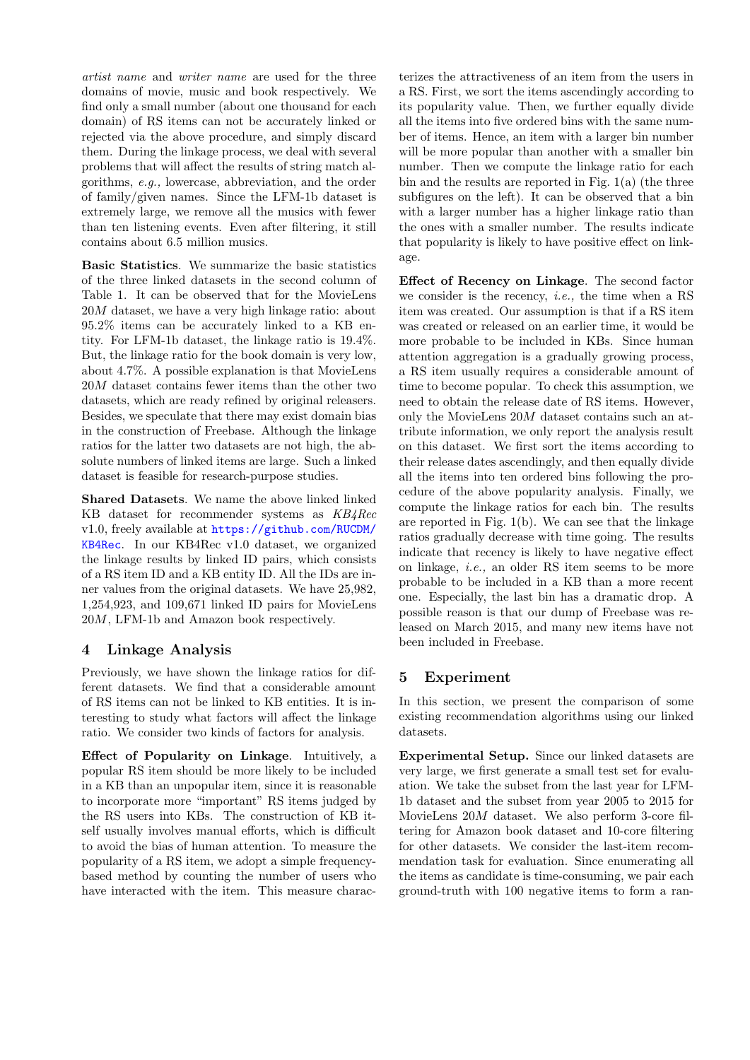*artist name* and *writer name* are used for the three domains of movie, music and book respectively. We find only a small number (about one thousand for each domain) of RS items can not be accurately linked or rejected via the above procedure, and simply discard them. During the linkage process, we deal with several problems that will affect the results of string match algorithms, *e.g.,* lowercase, abbreviation, and the order of family/given names. Since the LFM-1b dataset is extremely large, we remove all the musics with fewer than ten listening events. Even after filtering, it still contains about 6.5 million musics.

**Basic Statistics**. We summarize the basic statistics of the three linked datasets in the second column of Table 1. It can be observed that for the MovieLens $20M$ dataset, we have a very high linkage ratio: about 95.2% items can be accurately linked to a KB entity. For LFM-1b dataset, the linkage ratio is 19.4%. But, the linkage ratio for the book domain is very low, about 4.7%. A possible explanation is that MovieLens $20M$ dataset contains fewer items than the other two datasets, which are ready refined by original releasers. Besides, we speculate that there may exist domain bias in the construction of Freebase. Although the linkage ratios for the latter two datasets are not high, the absolute numbers of linked items are large. Such a linked dataset is feasible for research-purpose studies.

**Shared Datasets**. We name the above linked linked KB dataset for recommender systems as *KB4Rec* v1.0, freely available at https://github.com/RUCDM/KB4Rec. In our KB4Rec v1.0 dataset, we organized the linkage results by linked ID pairs, which consists of a RS item ID and a KB entity ID. All the IDs are inner values from the original datasets. We have 25,982, 1,254,923, and 109,671 linked ID pairs for MovieLens $20M$, LFM-1b and Amazon book respectively.

## 4 Linkage Analysis

Previously, we have shown the linkage ratios for different datasets. We find that a considerable amount of RS items can not be linked to KB entities. It is interesting to study what factors will affect the linkage ratio. We consider two kinds of factors for analysis.

**Effect of Popularity on Linkage**. Intuitively, a popular RS item should be more likely to be included in a KB than an unpopular item, since it is reasonable to incorporate more "important" RS items judged by the RS users into KBs. The construction of KB itself usually involves manual efforts, which is difficult to avoid the bias of human attention. To measure the popularity of a RS item, we adopt a simple frequency-based method by counting the number of users who have interacted with the item. This measure characterizes the attractiveness of an item from the users in a RS. First, we sort the items ascendingly according to its popularity value. Then, we further equally divide all the items into five ordered bins with the same number of items. Hence, an item with a larger bin number will be more popular than another with a smaller bin number. Then we compute the linkage ratio for each bin and the results are reported in Fig. 1(a) (the three subfigures on the left). It can be observed that a bin with a larger number has a higher linkage ratio than the ones with a smaller number. The results indicate that popularity is likely to have positive effect on linkage.

**Effect of Recency on Linkage**. The second factor we consider is the recency, *i.e.,* the time when a RS item was created. Our assumption is that if a RS item was created or released on an earlier time, it would be more probable to be included in KBs. Since human attention aggregation is a gradually growing process, a RS item usually requires a considerable amount of time to become popular. To check this assumption, we need to obtain the release date of RS items. However, only the MovieLens $20M$ dataset contains such an attribute information, we only report the analysis result on this dataset. We first sort the items according to their release dates ascendingly, and then equally divide all the items into ten ordered bins following the procedure of the above popularity analysis. Finally, we compute the linkage ratios for each bin. The results are reported in Fig. 1(b). We can see that the linkage ratios gradually decrease with time going. The results indicate that recency is likely to have negative effect on linkage, *i.e.,* an older RS item seems to be more probable to be included in a KB than a more recent one. Especially, the last bin has a dramatic drop. A possible reason is that our dump of Freebase was released on March 2015, and many new items have not been included in Freebase.

## 5 Experiment

In this section, we present the comparison of some existing recommendation algorithms using our linked datasets.

**Experimental Setup.** Since our linked datasets are very large, we first generate a small test set for evaluation. We take the subset from the last year for LFM-1b dataset and the subset from year 2005 to 2015 for MovieLens $20M$ dataset. We also perform 3-core filtering for Amazon book dataset and 10-core filtering for other datasets. We consider the last-item recommendation task for evaluation. Since enumerating all the items as candidate is time-consuming, we pair each ground-truth with 100 negative items to form a ran-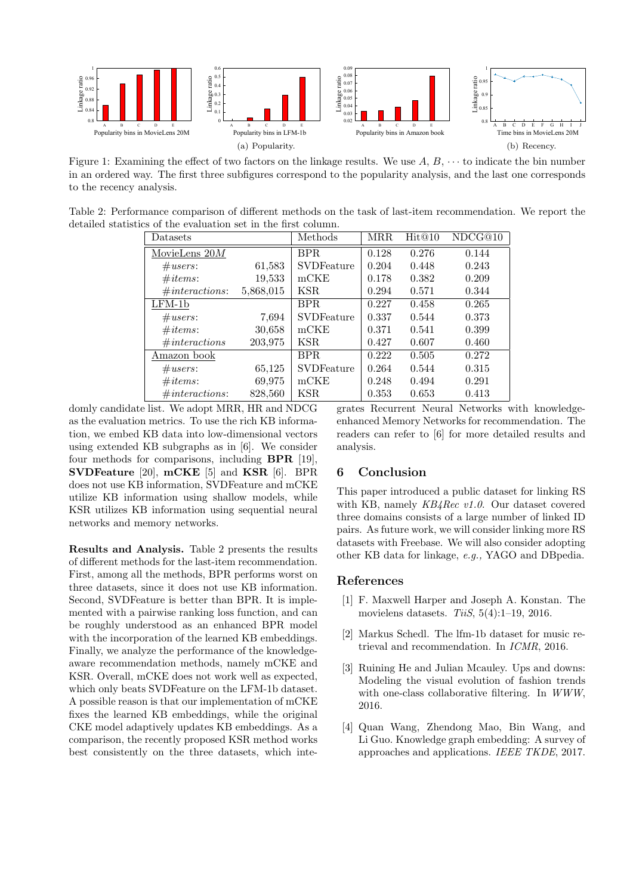Figure 1: Examining the effect of two factors on the linkage results. We use $A$, $B$, $\cdots$ to indicate the bin number in an ordered way. The first three subfigures correspond to the popularity analysis, and the last one corresponds to the recency analysis.

(a) Popularity. (b) Recency.

Table 2: Performance comparison of different methods on the task of last-item recommendation. We report the detailed statistics of the evaluation set in the first column.

| Datasets | | Methods | MRR | Hit@10 | NDCG@10 |
|---|---|---|---|---|---|
| MovieLens 20$M$ | | BPR | 0.128 | 0.276 | 0.144 |
| #*users*: | 61,583 | SVDFeature | 0.204 | 0.448 | 0.243 |
| #*items*: | 19,533 | mCKE | 0.178 | 0.382 | 0.209 |
| #*interactions*: | 5,868,015 | KSR | 0.294 | 0.571 | 0.344 |
| LFM-1b | | BPR | 0.227 | 0.458 | 0.265 |
| #*users*: | 7,694 | SVDFeature | 0.337 | 0.544 | 0.373 |
| #*items*: | 30,658 | mCKE | 0.371 | 0.541 | 0.399 |
| #*interactions* | 203,975 | KSR | 0.427 | 0.607 | 0.460 |
| Amazon book | | BPR | 0.222 | 0.505 | 0.272 |
| #*users*: | 65,125 | SVDFeature | 0.264 | 0.544 | 0.315 |
| #*items*: | 69,975 | mCKE | 0.248 | 0.494 | 0.291 |
| #*interactions*: | 828,560 | KSR | 0.353 | 0.653 | 0.413 |

domly candidate list. We adopt MRR, HR and NDCG as the evaluation metrics. To use the rich KB information, we embed KB data into low-dimensional vectors using extended KB subgraphs as in [6]. We consider four methods for comparisons, including **BPR** [19], **SVDFeature** [20], **mCKE** [5] and **KSR** [6]. BPR does not use KB information, SVDFeature and mCKE utilize KB information using shallow models, while KSR utilizes KB information using sequential neural networks and memory networks.

**Results and Analysis.** Table 2 presents the results of different methods for the last-item recommendation. First, among all the methods, BPR performs worst on three datasets, since it does not use KB information. Second, SVDFeature is better than BPR. It is implemented with a pairwise ranking loss function, and can be roughly understood as an enhanced BPR model with the incorporation of the learned KB embeddings. Finally, we analyze the performance of the knowledge-aware recommendation methods, namely mCKE and KSR. Overall, mCKE does not work well as expected, which only beats SVDFeature on the LFM-1b dataset. A possible reason is that our implementation of mCKE fixes the learned KB embeddings, while the original CKE model adaptively updates KB embeddings. As a comparison, the recently proposed KSR method works best consistently on the three datasets, which integrates Recurrent Neural Networks with knowledge-enhanced Memory Networks for recommendation. The readers can refer to [6] for more detailed results and analysis.

## 6 Conclusion

This paper introduced a public dataset for linking RS with KB, namely *KB4Rec v1.0*. Our dataset covered three domains consists of a large number of linked ID pairs. As future work, we will consider linking more RS datasets with Freebase. We will also consider adopting other KB data for linkage, *e.g.,* YAGO and DBpedia.

## References

[1] F. Maxwell Harper and Joseph A. Konstan. The movielens datasets. *TiiS*, 5(4):1–19, 2016.

[2] Markus Schedl. The lfm-1b dataset for music retrieval and recommendation. In *ICMR*, 2016.

[3] Ruining He and Julian Mcauley. Ups and downs: Modeling the visual evolution of fashion trends with one-class collaborative filtering. In *WWW*, 2016.

[4] Quan Wang, Zhendong Mao, Bin Wang, and Li Guo. Knowledge graph embedding: A survey of approaches and applications. *IEEE TKDE*, 2017.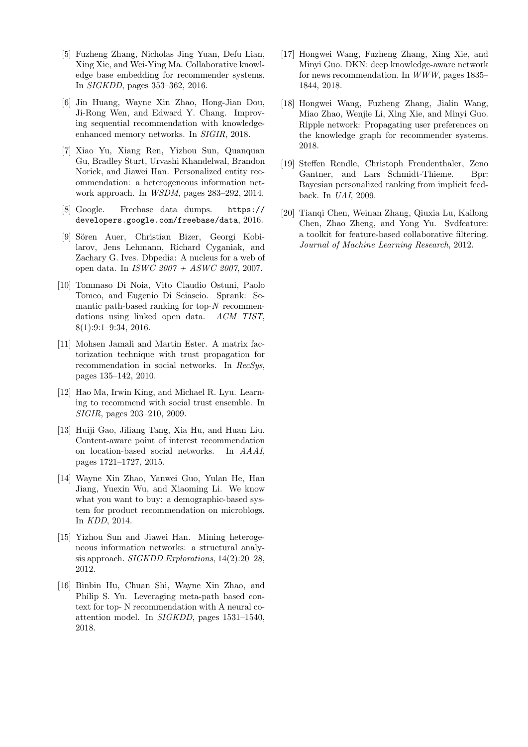[5] Fuzheng Zhang, Nicholas Jing Yuan, Defu Lian, Xing Xie, and Wei-Ying Ma. Collaborative knowledge base embedding for recommender systems. In *SIGKDD*, pages 353–362, 2016.

[6] Jin Huang, Wayne Xin Zhao, Hong-Jian Dou, Ji-Rong Wen, and Edward Y. Chang. Improving sequential recommendation with knowledge-enhanced memory networks. In *SIGIR*, 2018.

[7] Xiao Yu, Xiang Ren, Yizhou Sun, Quanquan Gu, Bradley Sturt, Urvashi Khandelwal, Brandon Norick, and Jiawei Han. Personalized entity recommendation: a heterogeneous information network approach. In *WSDM*, pages 283–292, 2014.

[8] Google. Freebase data dumps. `https://developers.google.com/freebase/data`, 2016.

[9] Sören Auer, Christian Bizer, Georgi Kobilarov, Jens Lehmann, Richard Cyganiak, and Zachary G. Ives. Dbpedia: A nucleus for a web of open data. In *ISWC 2007 + ASWC 2007*, 2007.

[10] Tommaso Di Noia, Vito Claudio Ostuni, Paolo Tomeo, and Eugenio Di Sciascio. Sprank: Semantic path-based ranking for top-$N$ recommendations using linked open data. *ACM TIST*, 8(1):9:1–9:34, 2016.

[11] Mohsen Jamali and Martin Ester. A matrix factorization technique with trust propagation for recommendation in social networks. In *RecSys*, pages 135–142, 2010.

[12] Hao Ma, Irwin King, and Michael R. Lyu. Learning to recommend with social trust ensemble. In *SIGIR*, pages 203–210, 2009.

[13] Huiji Gao, Jiliang Tang, Xia Hu, and Huan Liu. Content-aware point of interest recommendation on location-based social networks. In *AAAI*, pages 1721–1727, 2015.

[14] Wayne Xin Zhao, Yanwei Guo, Yulan He, Han Jiang, Yuexin Wu, and Xiaoming Li. We know what you want to buy: a demographic-based system for product recommendation on microblogs. In *KDD*, 2014.

[15] Yizhou Sun and Jiawei Han. Mining heterogeneous information networks: a structural analysis approach. *SIGKDD Explorations*, 14(2):20–28, 2012.

[16] Binbin Hu, Chuan Shi, Wayne Xin Zhao, and Philip S. Yu. Leveraging meta-path based context for top- N recommendation with A neural co-attention model. In *SIGKDD*, pages 1531–1540, 2018.

[17] Hongwei Wang, Fuzheng Zhang, Xing Xie, and Minyi Guo. DKN: deep knowledge-aware network for news recommendation. In *WWW*, pages 1835–1844, 2018.

[18] Hongwei Wang, Fuzheng Zhang, Jialin Wang, Miao Zhao, Wenjie Li, Xing Xie, and Minyi Guo. Ripple network: Propagating user preferences on the knowledge graph for recommender systems. 2018.

[19] Steffen Rendle, Christoph Freudenthaler, Zeno Gantner, and Lars Schmidt-Thieme. Bpr: Bayesian personalized ranking from implicit feedback. In *UAI*, 2009.

[20] Tianqi Chen, Weinan Zhang, Qiuxia Lu, Kailong Chen, Zhao Zheng, and Yong Yu. Svdfeature: a toolkit for feature-based collaborative filtering. *Journal of Machine Learning Research*, 2012.